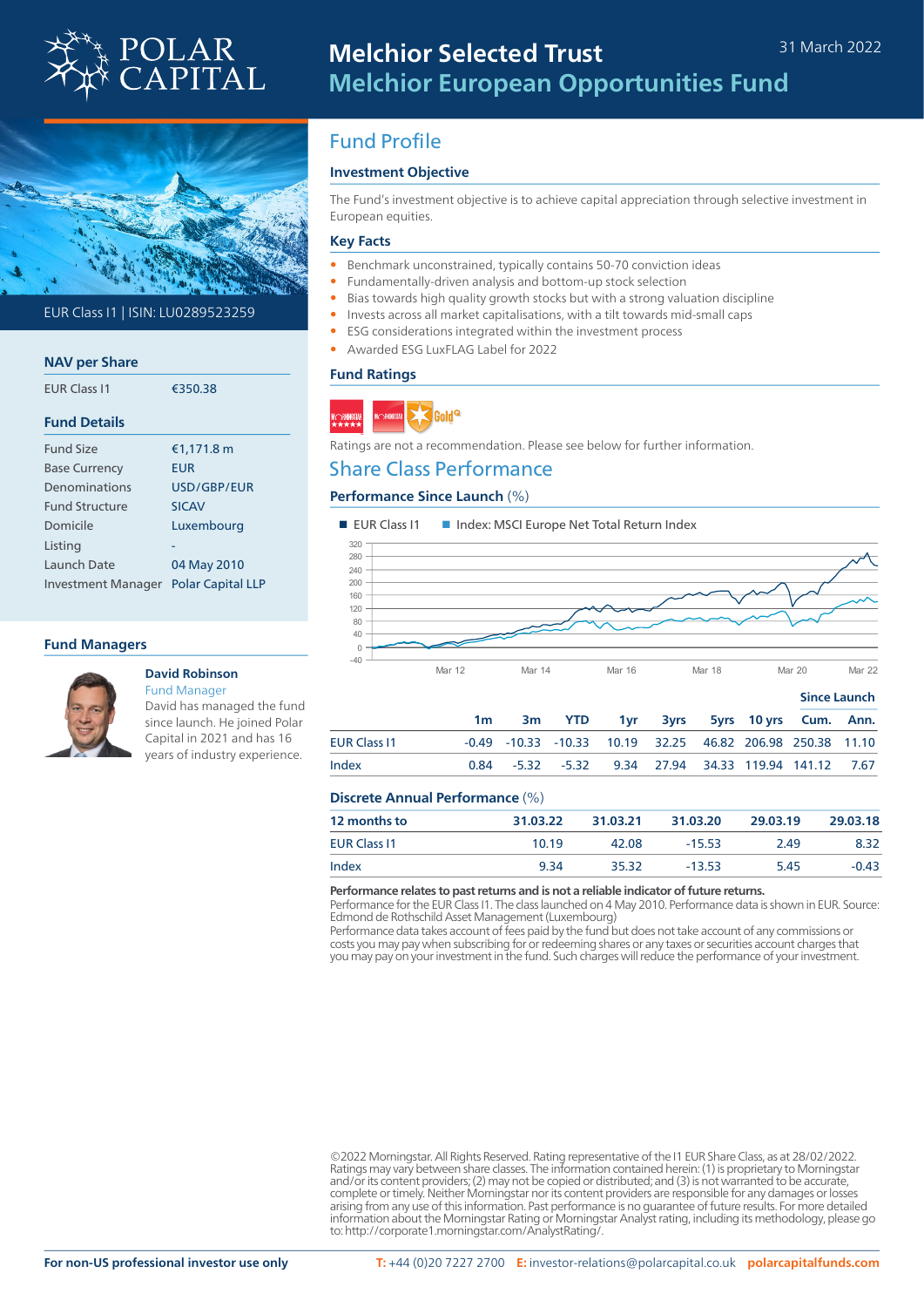# Melchior Selected Trust
## Melchior European Opportunities Fund

31 March 2022

EUR Class I1 | ISIN: LU0289523259

### NAV per Share

| | |
|---|---|
| EUR Class I1 | €350.38 |

### Fund Details

| | |
|---|---|
| Fund Size | €1,171.8 m |
| Base Currency | EUR |
| Denominations | USD/GBP/EUR |
| Fund Structure | SICAV |
| Domicile | Luxembourg |
| Listing | - |
| Launch Date | 04 May 2010 |
| Investment Manager | Polar Capital LLP |

### Fund Managers

**David Robinson**
Fund Manager
David has managed the fund since launch. He joined Polar Capital in 2021 and has 16 years of industry experience.

## Fund Profile

### Investment Objective

The Fund's investment objective is to achieve capital appreciation through selective investment in European equities.

### Key Facts

- Benchmark unconstrained, typically contains 50-70 conviction ideas
- Fundamentally-driven analysis and bottom-up stock selection
- Bias towards high quality growth stocks but with a strong valuation discipline
- Invests across all market capitalisations, with a tilt towards mid-small caps
- ESG considerations integrated within the investment process
- Awarded ESG LuxFLAG Label for 2022

### Fund Ratings

Ratings are not a recommendation. Please see below for further information.

## Share Class Performance

### Performance Since Launch (%)

■ EUR Class I1 ■ Index: MSCI Europe Net Total Return Index

| | 1m | 3m | YTD | 1yr | 3yrs | 5yrs | 10 yrs | Since Launch Cum. | Since Launch Ann. |
|---|---|---|---|---|---|---|---|---|---|
| EUR Class I1 | -0.49 | -10.33 | -10.33 | 10.19 | 32.25 | 46.82 | 206.98 | 250.38 | 11.10 |
| Index | 0.84 | -5.32 | -5.32 | 9.34 | 27.94 | 34.33 | 119.94 | 141.12 | 7.67 |

### Discrete Annual Performance (%)

| 12 months to | 31.03.22 | 31.03.21 | 31.03.20 | 29.03.19 | 29.03.18 |
|---|---|---|---|---|---|
| EUR Class I1 | 10.19 | 42.08 | -15.53 | 2.49 | 8.32 |
| Index | 9.34 | 35.32 | -13.53 | 5.45 | -0.43 |

**Performance relates to past returns and is not a reliable indicator of future returns.**
Performance for the EUR Class I1. The class launched on 4 May 2010. Performance data is shown in EUR. Source: Edmond de Rothschild Asset Management (Luxembourg)
Performance data takes account of fees paid by the fund but does not take account of any commissions or costs you may pay when subscribing for or redeeming shares or any taxes or securities account charges that you may pay on your investment in the fund. Such charges will reduce the performance of your investment.

©2022 Morningstar. All Rights Reserved. Rating representative of the I1 EUR Share Class, as at 28/02/2022. Ratings may vary between share classes. The information contained herein: (1) is proprietary to Morningstar and/or its content providers; (2) may not be copied or distributed; and (3) is not warranted to be accurate, complete or timely. Neither Morningstar nor its content providers are responsible for any damages or losses arising from any use of this information. Past performance is no guarantee of future results. For more detailed information about the Morningstar Rating or Morningstar Analyst rating, including its methodology, please go to: http://corporate1.morningstar.com/AnalystRating/.

**For non-US professional investor use only**

**T:** +44 (0)20 7227 2700 **E:** investor-relations@polarcapital.co.uk **polarcapitalfunds.com**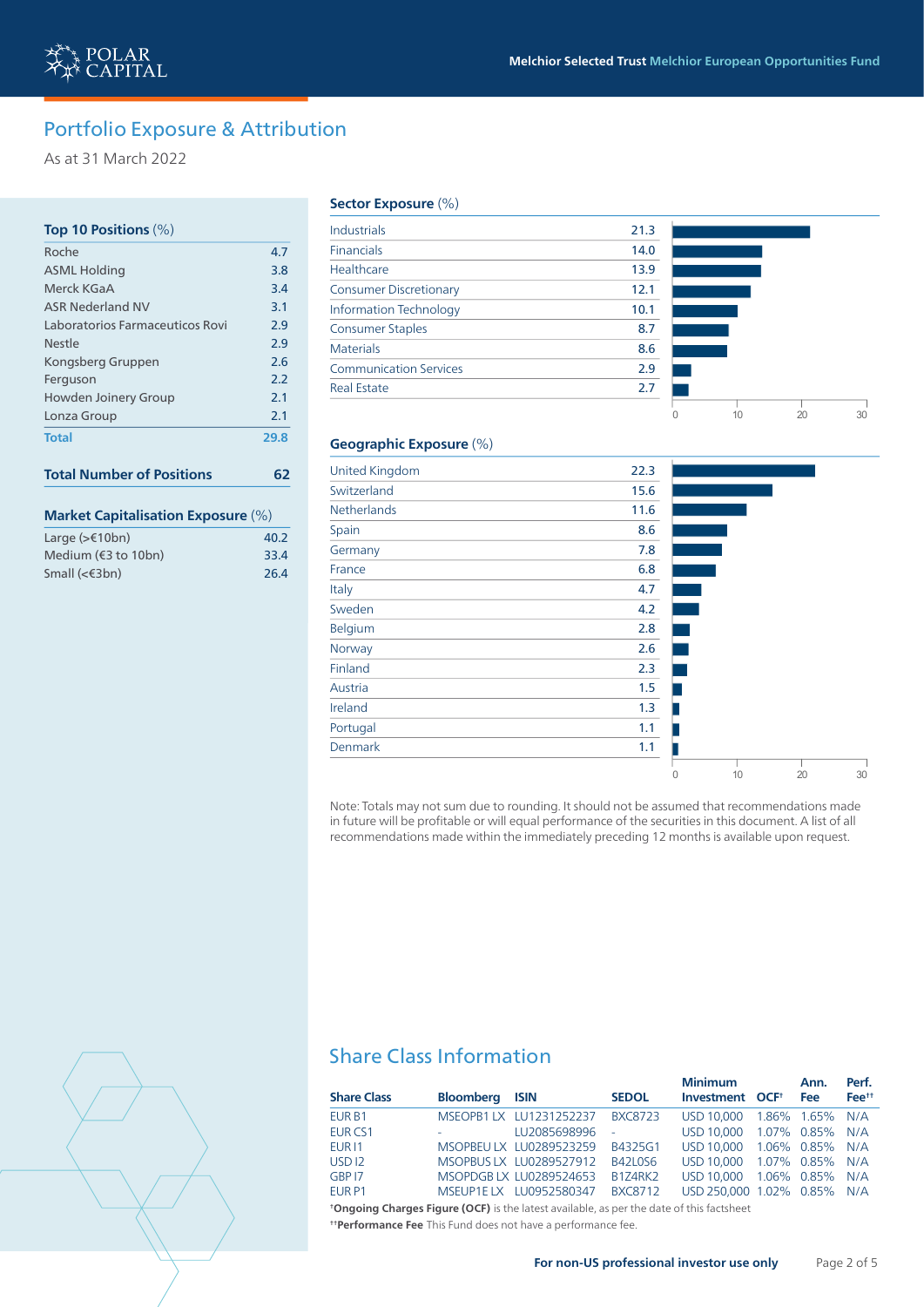## Portfolio Exposure & Attribution

As at 31 March 2022

### Top 10 Positions (%)

| Position | % |
|---|---|
| Roche | 4.7 |
| ASML Holding | 3.8 |
| Merck KGaA | 3.4 |
| ASR Nederland NV | 3.1 |
| Laboratorios Farmaceuticos Rovi | 2.9 |
| Nestle | 2.9 |
| Kongsberg Gruppen | 2.6 |
| Ferguson | 2.2 |
| Howden Joinery Group | 2.1 |
| Lonza Group | 2.1 |
| **Total** | **29.8** |

**Total Number of Positions** **62**

### Market Capitalisation Exposure (%)

| Market Cap | % |
|---|---|
| Large (>€10bn) | 40.2 |
| Medium (€3 to 10bn) | 33.4 |
| Small (<€3bn) | 26.4 |

### Sector Exposure (%)

| Sector | % |
|---|---|
| Industrials | 21.3 |
| Financials | 14.0 |
| Healthcare | 13.9 |
| Consumer Discretionary | 12.1 |
| Information Technology | 10.1 |
| Consumer Staples | 8.7 |
| Materials | 8.6 |
| Communication Services | 2.9 |
| Real Estate | 2.7 |

### Geographic Exposure (%)

| Country | % |
|---|---|
| United Kingdom | 22.3 |
| Switzerland | 15.6 |
| Netherlands | 11.6 |
| Spain | 8.6 |
| Germany | 7.8 |
| France | 6.8 |
| Italy | 4.7 |
| Sweden | 4.2 |
| Belgium | 2.8 |
| Norway | 2.6 |
| Finland | 2.3 |
| Austria | 1.5 |
| Ireland | 1.3 |
| Portugal | 1.1 |
| Denmark | 1.1 |

Note: Totals may not sum due to rounding. It should not be assumed that recommendations made in future will be profitable or will equal performance of the securities in this document. A list of all recommendations made within the immediately preceding 12 months is available upon request.

## Share Class Information

| Share Class | Bloomberg | ISIN | SEDOL | Minimum Investment | OCF[†] | Ann. Fee | Perf. Fee[††] |
|---|---|---|---|---|---|---|---|
| EUR B1 | MSEOPB1 LX | LU1231252237 | BXC8723 | USD 10,000 | 1.86% | 1.65% | N/A |
| EUR CS1 | - | LU2085698996 | - | USD 10,000 | 1.07% | 0.85% | N/A |
| EUR I1 | MSOPBEU LX | LU0289523259 | B4325G1 | USD 10,000 | 1.06% | 0.85% | N/A |
| USD I2 | MSOPBUS LX | LU0289527912 | B42L0S6 | USD 10,000 | 1.07% | 0.85% | N/A |
| GBP I7 | MSOPDGB LX | LU0289524653 | B1Z4RK2 | USD 10,000 | 1.06% | 0.85% | N/A |
| EUR P1 | MSEUP1E LX | LU0952580347 | BXC8712 | USD 250,000 | 1.02% | 0.85% | N/A |

[†]**Ongoing Charges Figure (OCF)** is the latest available, as per the date of this factsheet

[††]**Performance Fee** This Fund does not have a performance fee.

**For non-US professional investor use only**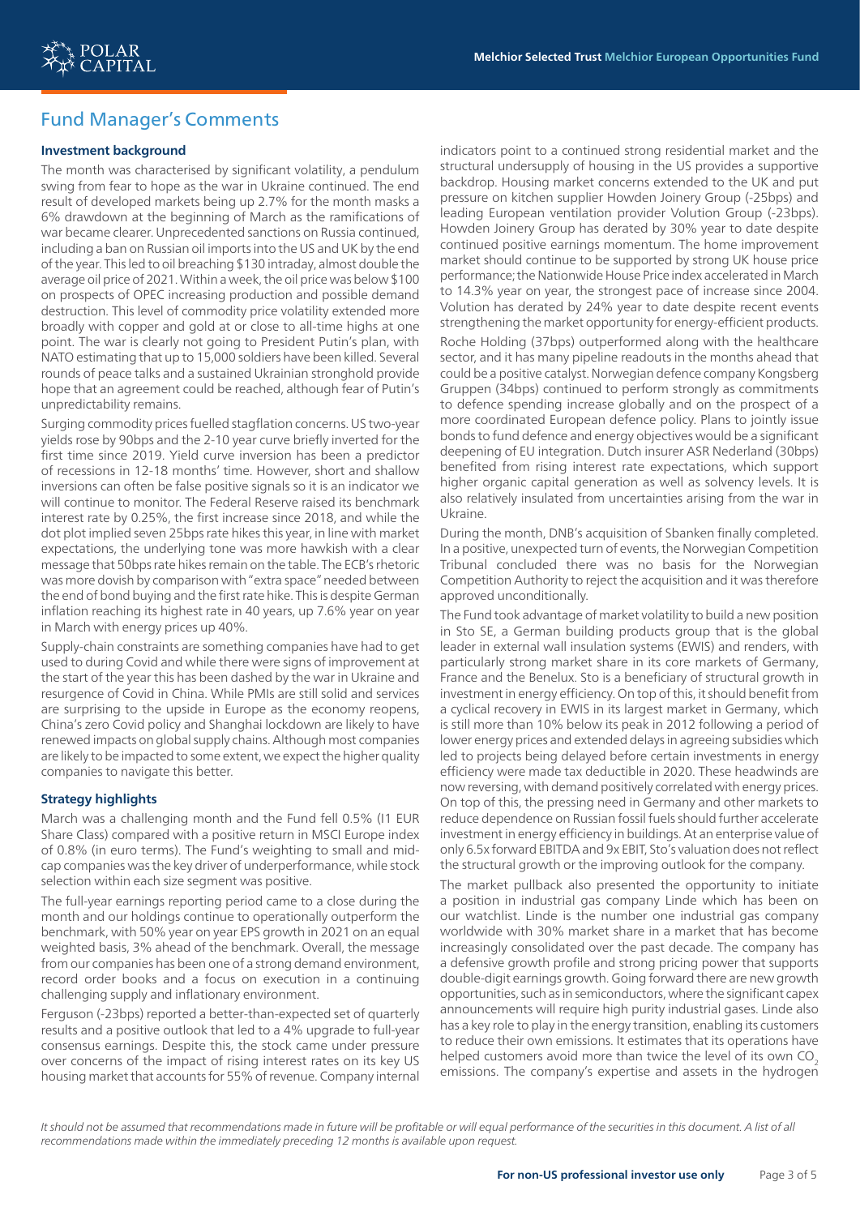## Fund Manager's Comments

### Investment background

The month was characterised by significant volatility, a pendulum swing from fear to hope as the war in Ukraine continued. The end result of developed markets being up 2.7% for the month masks a 6% drawdown at the beginning of March as the ramifications of war became clearer. Unprecedented sanctions on Russia continued, including a ban on Russian oil imports into the US and UK by the end of the year. This led to oil breaching $130 intraday, almost double the average oil price of 2021. Within a week, the oil price was below $100 on prospects of OPEC increasing production and possible demand destruction. This level of commodity price volatility extended more broadly with copper and gold at or close to all-time highs at one point. The war is clearly not going to President Putin's plan, with NATO estimating that up to 15,000 soldiers have been killed. Several rounds of peace talks and a sustained Ukrainian stronghold provide hope that an agreement could be reached, although fear of Putin's unpredictability remains.

Surging commodity prices fuelled stagflation concerns. US two-year yields rose by 90bps and the 2-10 year curve briefly inverted for the first time since 2019. Yield curve inversion has been a predictor of recessions in 12-18 months' time. However, short and shallow inversions can often be false positive signals so it is an indicator we will continue to monitor. The Federal Reserve raised its benchmark interest rate by 0.25%, the first increase since 2018, and while the dot plot implied seven 25bps rate hikes this year, in line with market expectations, the underlying tone was more hawkish with a clear message that 50bps rate hikes remain on the table. The ECB's rhetoric was more dovish by comparison with "extra space" needed between the end of bond buying and the first rate hike. This is despite German inflation reaching its highest rate in 40 years, up 7.6% year on year in March with energy prices up 40%.

Supply-chain constraints are something companies have had to get used to during Covid and while there were signs of improvement at the start of the year this has been dashed by the war in Ukraine and resurgence of Covid in China. While PMIs are still solid and services are surprising to the upside in Europe as the economy reopens, China's zero Covid policy and Shanghai lockdown are likely to have renewed impacts on global supply chains. Although most companies are likely to be impacted to some extent, we expect the higher quality companies to navigate this better.

### Strategy highlights

March was a challenging month and the Fund fell 0.5% (I1 EUR Share Class) compared with a positive return in MSCI Europe index of 0.8% (in euro terms). The Fund's weighting to small and mid-cap companies was the key driver of underperformance, while stock selection within each size segment was positive.

The full-year earnings reporting period came to a close during the month and our holdings continue to operationally outperform the benchmark, with 50% year on year EPS growth in 2021 on an equal weighted basis, 3% ahead of the benchmark. Overall, the message from our companies has been one of a strong demand environment, record order books and a focus on execution in a continuing challenging supply and inflationary environment.

Ferguson (-23bps) reported a better-than-expected set of quarterly results and a positive outlook that led to a 4% upgrade to full-year consensus earnings. Despite this, the stock came under pressure over concerns of the impact of rising interest rates on its key US housing market that accounts for 55% of revenue. Company internal indicators point to a continued strong residential market and the structural undersupply of housing in the US provides a supportive backdrop. Housing market concerns extended to the UK and put pressure on kitchen supplier Howden Joinery Group (-25bps) and leading European ventilation provider Volution Group (-23bps). Howden Joinery Group has derated by 30% year to date despite continued positive earnings momentum. The home improvement market should continue to be supported by strong UK house price performance; the Nationwide House Price index accelerated in March to 14.3% year on year, the strongest pace of increase since 2004. Volution has derated by 24% year to date despite recent events strengthening the market opportunity for energy-efficient products.

Roche Holding (37bps) outperformed along with the healthcare sector, and it has many pipeline readouts in the months ahead that could be a positive catalyst. Norwegian defence company Kongsberg Gruppen (34bps) continued to perform strongly as commitments to defence spending increase globally and on the prospect of a more coordinated European defence policy. Plans to jointly issue bonds to fund defence and energy objectives would be a significant deepening of EU integration. Dutch insurer ASR Nederland (30bps) benefited from rising interest rate expectations, which support higher organic capital generation as well as solvency levels. It is also relatively insulated from uncertainties arising from the war in Ukraine.

During the month, DNB's acquisition of Sbanken finally completed. In a positive, unexpected turn of events, the Norwegian Competition Tribunal concluded there was no basis for the Norwegian Competition Authority to reject the acquisition and it was therefore approved unconditionally.

The Fund took advantage of market volatility to build a new position in Sto SE, a German building products group that is the global leader in external wall insulation systems (EWIS) and renders, with particularly strong market share in its core markets of Germany, France and the Benelux. Sto is a beneficiary of structural growth in investment in energy efficiency. On top of this, it should benefit from a cyclical recovery in EWIS in its largest market in Germany, which is still more than 10% below its peak in 2012 following a period of lower energy prices and extended delays in agreeing subsidies which led to projects being delayed before certain investments in energy efficiency were made tax deductible in 2020. These headwinds are now reversing, with demand positively correlated with energy prices. On top of this, the pressing need in Germany and other markets to reduce dependence on Russian fossil fuels should further accelerate investment in energy efficiency in buildings. At an enterprise value of only 6.5x forward EBITDA and 9x EBIT, Sto's valuation does not reflect the structural growth or the improving outlook for the company.

The market pullback also presented the opportunity to initiate a position in industrial gas company Linde which has been on our watchlist. Linde is the number one industrial gas company worldwide with 30% market share in a market that has become increasingly consolidated over the past decade. The company has a defensive growth profile and strong pricing power that supports double-digit earnings growth. Going forward there are new growth opportunities, such as in semiconductors, where the significant capex announcements will require high purity industrial gases. Linde also has a key role to play in the energy transition, enabling its customers to reduce their own emissions. It estimates that its operations have helped customers avoid more than twice the level of its own $CO_2$ emissions. The company's expertise and assets in the hydrogen

*It should not be assumed that recommendations made in future will be profitable or will equal performance of the securities in this document. A list of all recommendations made within the immediately preceding 12 months is available upon request.*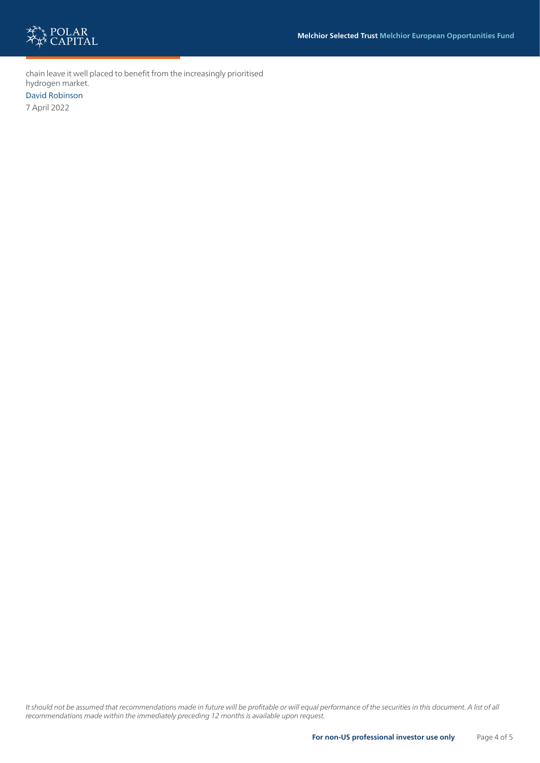chain leave it well placed to benefit from the increasingly prioritised hydrogen market.

David Robinson

7 April 2022

*It should not be assumed that recommendations made in future will be profitable or will equal performance of the securities in this document. A list of all recommendations made within the immediately preceding 12 months is available upon request.*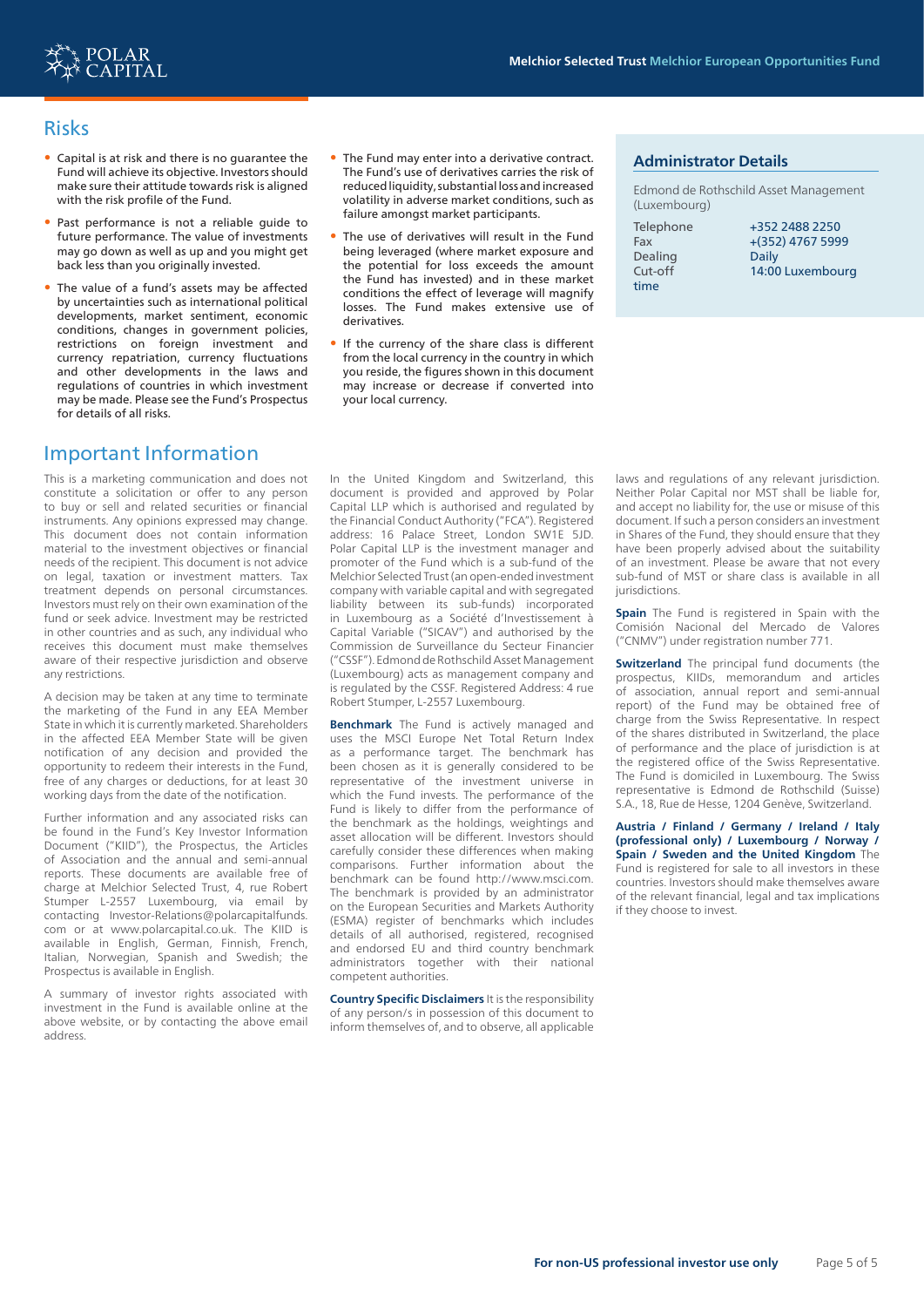## Risks

- Capital is at risk and there is no guarantee the Fund will achieve its objective. Investors should make sure their attitude towards risk is aligned with the risk profile of the Fund.
- Past performance is not a reliable guide to future performance. The value of investments may go down as well as up and you might get back less than you originally invested.
- The value of a fund's assets may be affected by uncertainties such as international political developments, market sentiment, economic conditions, changes in government policies, restrictions on foreign investment and currency repatriation, currency fluctuations and other developments in the laws and regulations of countries in which investment may be made. Please see the Fund's Prospectus for details of all risks.
- The Fund may enter into a derivative contract. The Fund's use of derivatives carries the risk of reduced liquidity, substantial loss and increased volatility in adverse market conditions, such as failure amongst market participants.
- The use of derivatives will result in the Fund being leveraged (where market exposure and the potential for loss exceeds the amount the Fund has invested) and in these market conditions the effect of leverage will magnify losses. The Fund makes extensive use of derivatives.
- If the currency of the share class is different from the local currency in the country in which you reside, the figures shown in this document may increase or decrease if converted into your local currency.

### Administrator Details

Edmond de Rothschild Asset Management (Luxembourg)

| | |
|---|---|
| Telephone | +352 2488 2250 |
| Fax | +(352) 4767 5999 |
| Dealing | Daily |
| Cut-off time | 14:00 Luxembourg |

## Important Information

This is a marketing communication and does not constitute a solicitation or offer to any person to buy or sell and related securities or financial instruments. Any opinions expressed may change. This document does not contain information material to the investment objectives or financial needs of the recipient. This document is not advice on legal, taxation or investment matters. Tax treatment depends on personal circumstances. Investors must rely on their own examination of the fund or seek advice. Investment may be restricted in other countries and as such, any individual who receives this document must make themselves aware of their respective jurisdiction and observe any restrictions.

A decision may be taken at any time to terminate the marketing of the Fund in any EEA Member State in which it is currently marketed. Shareholders in the affected EEA Member State will be given notification of any decision and provided the opportunity to redeem their interests in the Fund, free of any charges or deductions, for at least 30 working days from the date of the notification.

Further information and any associated risks can be found in the Fund's Key Investor Information Document ("KIID"), the Prospectus, the Articles of Association and the annual and semi-annual reports. These documents are available free of charge at Melchior Selected Trust, 4, rue Robert Stumper L-2557 Luxembourg, via email by contacting Investor-Relations@polarcapitalfunds.com or at www.polarcapital.co.uk. The KIID is available in English, German, Finnish, French, Italian, Norwegian, Spanish and Swedish; the Prospectus is available in English.

A summary of investor rights associated with investment in the Fund is available online at the above website, or by contacting the above email address.

In the United Kingdom and Switzerland, this document is provided and approved by Polar Capital LLP which is authorised and regulated by the Financial Conduct Authority ("FCA"). Registered address: 16 Palace Street, London SW1E 5JD. Polar Capital LLP is the investment manager and promoter of the Fund which is a sub-fund of the Melchior Selected Trust (an open-ended investment company with variable capital and with segregated liability between its sub-funds) incorporated in Luxembourg as a Société d'Investissement à Capital Variable ("SICAV") and authorised by the Commission de Surveillance du Secteur Financier ("CSSF"). Edmond de Rothschild Asset Management (Luxembourg) acts as management company and is regulated by the CSSF. Registered Address: 4 rue Robert Stumper, L-2557 Luxembourg.

**Benchmark** The Fund is actively managed and uses the MSCI Europe Net Total Return Index as a performance target. The benchmark has been chosen as it is generally considered to be representative of the investment universe in which the Fund invests. The performance of the Fund is likely to differ from the performance of the benchmark as the holdings, weightings and asset allocation will be different. Investors should carefully consider these differences when making comparisons. Further information about the benchmark can be found http://www.msci.com. The benchmark is provided by an administrator on the European Securities and Markets Authority (ESMA) register of benchmarks which includes details of all authorised, registered, recognised and endorsed EU and third country benchmark administrators together with their national competent authorities.

**Country Specific Disclaimers** It is the responsibility of any person/s in possession of this document to inform themselves of, and to observe, all applicable laws and regulations of any relevant jurisdiction. Neither Polar Capital nor MST shall be liable for, and accept no liability for, the use or misuse of this document. If such a person considers an investment in Shares of the Fund, they should ensure that they have been properly advised about the suitability of an investment. Please be aware that not every sub-fund of MST or share class is available in all jurisdictions.

**Spain** The Fund is registered in Spain with the Comisión Nacional del Mercado de Valores ("CNMV") under registration number 771.

**Switzerland** The principal fund documents (the prospectus, KIIDs, memorandum and articles of association, annual report and semi-annual report) of the Fund may be obtained free of charge from the Swiss Representative. In respect of the shares distributed in Switzerland, the place of performance and the place of jurisdiction is at the registered office of the Swiss Representative. The Fund is domiciled in Luxembourg. The Swiss representative is Edmond de Rothschild (Suisse) S.A., 18, Rue de Hesse, 1204 Genève, Switzerland.

**Austria / Finland / Germany / Ireland / Italy (professional only) / Luxembourg / Norway / Spain / Sweden and the United Kingdom** The Fund is registered for sale to all investors in these countries. Investors should make themselves aware of the relevant financial, legal and tax implications if they choose to invest.

**For non-US professional investor use only**